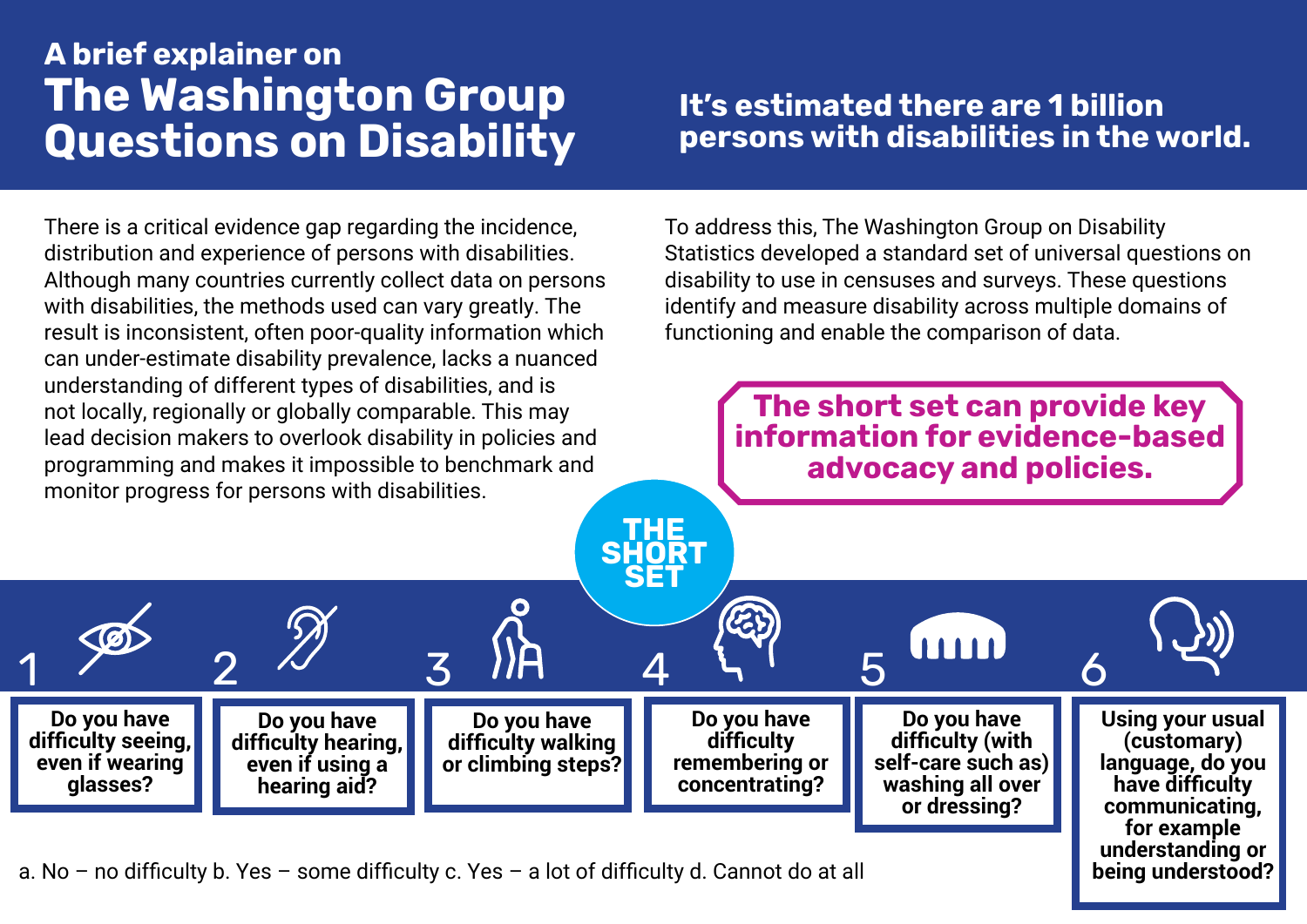A brief explainer on

# The Washington Group Questions on Disability

**It's estimated there are 1 billion persons with disabilities in the world.**

There is a critical evidence gap regarding the incidence, distribution and experience of persons with disabilities. Although many countries currently collect data on persons with disabilities, the methods used can vary greatly. The result is inconsistent, often poor-quality information which can under-estimate disability prevalence, lacks a nuanced understanding of different types of disabilities, and is not locally, regionally or globally comparable. This may lead decision makers to overlook disability in policies and programming and makes it impossible to benchmark and monitor progress for persons with disabilities.

To address this, The Washington Group on Disability Statistics developed a standard set of universal questions on disability to use in censuses and surveys. These questions identify and measure disability across multiple domains of functioning and enable the comparison of data.

**The short set can provide key information for evidence-based advocacy and policies.**

## THE SHORT SET

1. **Do you have difficulty seeing, even if wearing glasses?**
2. **Do you have difficulty hearing, even if using a hearing aid?**
3. **Do you have difficulty walking or climbing steps?**
4. **Do you have difficulty remembering or concentrating?**
5. **Do you have difficulty (with self-care such as) washing all over or dressing?**
6. **Using your usual (customary) language, do you have difficulty communicating, for example understanding or being understood?**

a. No – no difficulty b. Yes – some difficulty c. Yes – a lot of difficulty d. Cannot do at all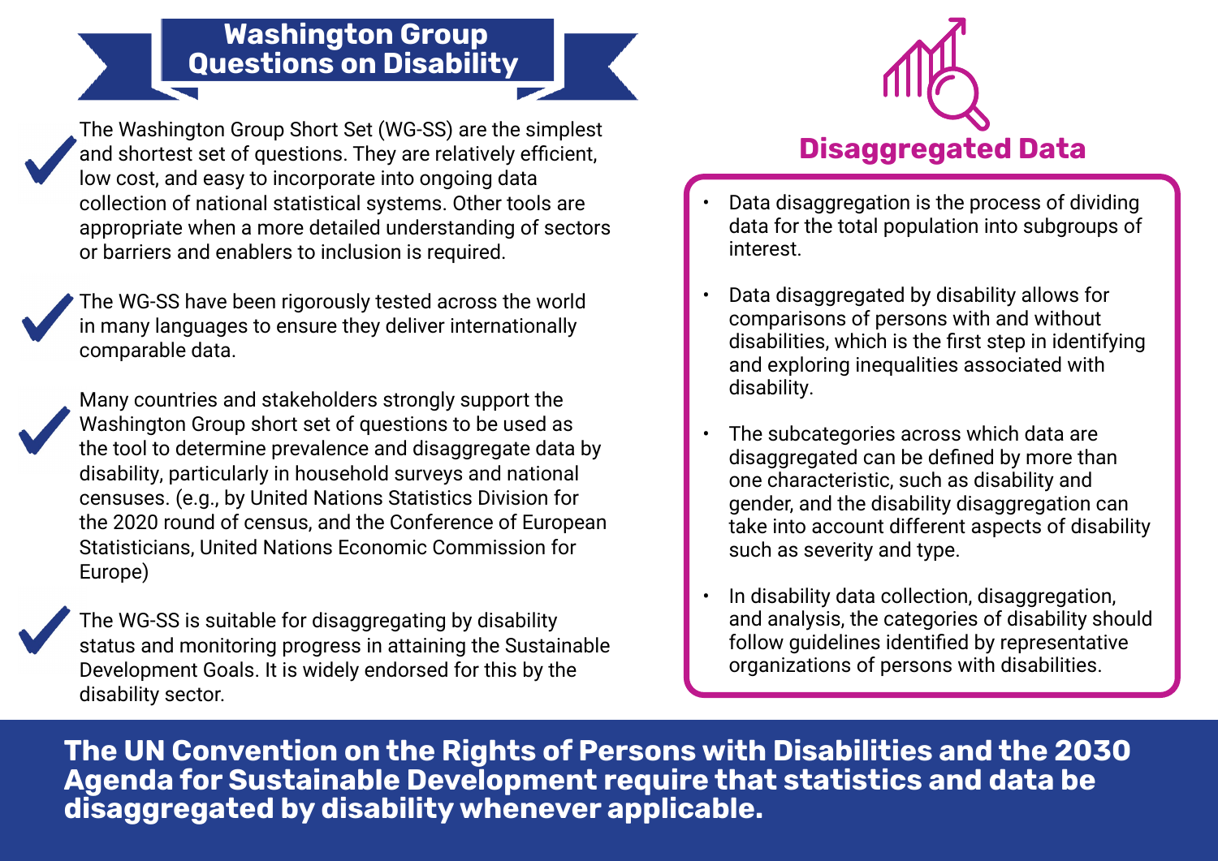## Washington Group Questions on Disability

- The Washington Group Short Set (WG-SS) are the simplest and shortest set of questions. They are relatively efficient, low cost, and easy to incorporate into ongoing data collection of national statistical systems. Other tools are appropriate when a more detailed understanding of sectors or barriers and enablers to inclusion is required.
- The WG-SS have been rigorously tested across the world in many languages to ensure they deliver internationally comparable data.
- Many countries and stakeholders strongly support the Washington Group short set of questions to be used as the tool to determine prevalence and disaggregate data by disability, particularly in household surveys and national censuses. (e.g., by United Nations Statistics Division for the 2020 round of census, and the Conference of European Statisticians, United Nations Economic Commission for Europe)
- The WG-SS is suitable for disaggregating by disability status and monitoring progress in attaining the Sustainable Development Goals. It is widely endorsed for this by the disability sector.

## Disaggregated Data

- Data disaggregation is the process of dividing data for the total population into subgroups of interest.
- Data disaggregated by disability allows for comparisons of persons with and without disabilities, which is the first step in identifying and exploring inequalities associated with disability.
- The subcategories across which data are disaggregated can be defined by more than one characteristic, such as disability and gender, and the disability disaggregation can take into account different aspects of disability such as severity and type.
- In disability data collection, disaggregation, and analysis, the categories of disability should follow guidelines identified by representative organizations of persons with disabilities.

**The UN Convention on the Rights of Persons with Disabilities and the 2030 Agenda for Sustainable Development require that statistics and data be disaggregated by disability whenever applicable.**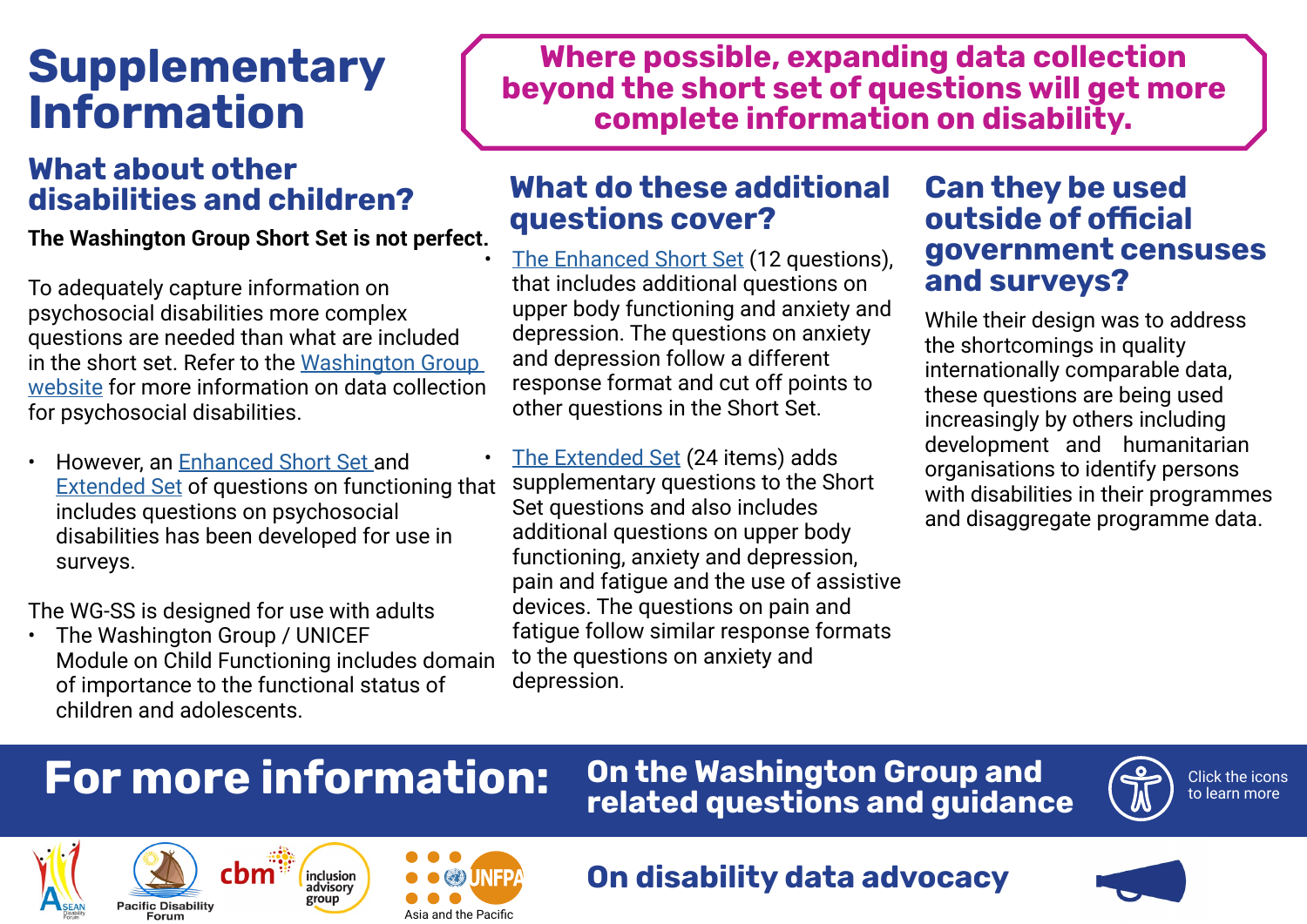# Supplementary Information

**Where possible, expanding data collection beyond the short set of questions will get more complete information on disability.**

## What about other disabilities and children?

**The Washington Group Short Set is not perfect.**

To adequately capture information on psychosocial disabilities more complex questions are needed than what are included in the short set. Refer to the Washington Group website for more information on data collection for psychosocial disabilities.

- However, an Enhanced Short Set and Extended Set of questions on functioning that includes questions on psychosocial disabilities has been developed for use in surveys.

The WG-SS is designed for use with adults

- The Washington Group / UNICEF Module on Child Functioning includes domain of importance to the functional status of children and adolescents.

## What do these additional questions cover?

- The Enhanced Short Set (12 questions), that includes additional questions on upper body functioning and anxiety and depression. The questions on anxiety and depression follow a different response format and cut off points to other questions in the Short Set.

- The Extended Set (24 items) adds supplementary questions to the Short Set questions and also includes additional questions on upper body functioning, anxiety and depression, pain and fatigue and the use of assistive devices. The questions on pain and fatigue follow similar response formats to the questions on anxiety and depression.

## Can they be used outside of official government censuses and surveys?

While their design was to address the shortcomings in quality internationally comparable data, these questions are being used increasingly by others including development and humanitarian organisations to identify persons with disabilities in their programmes and disaggregate programme data.

## For more information:

**On the Washington Group and related questions and guidance**

Click the icons to learn more

**On disability data advocacy**

ASEAN Disability Forum
Pacific Disability Forum
cbm
inclusion advisory group
UNFPA Asia and the Pacific